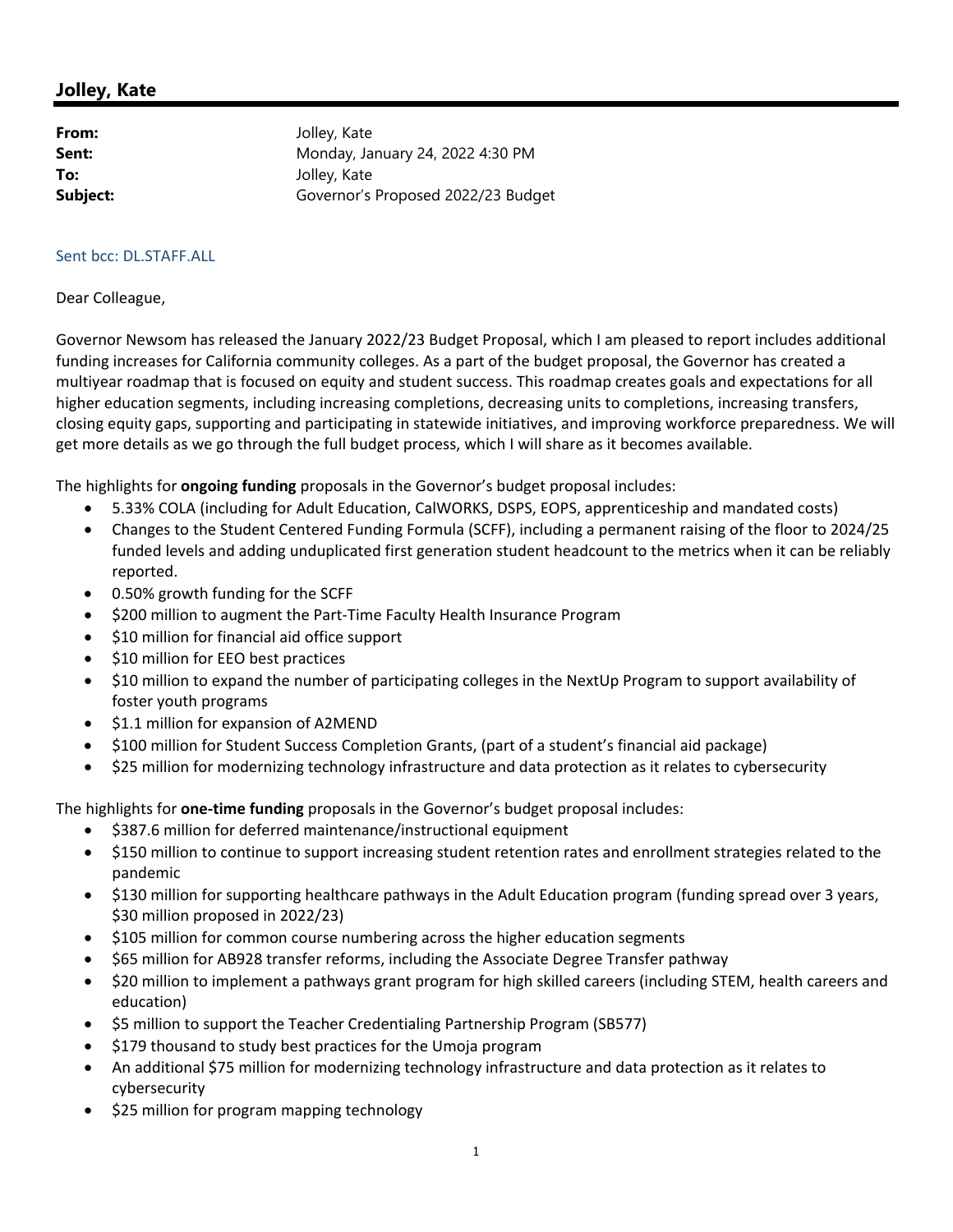## Jolley, Kate

**From:** Jolley, Kate
**Sent:** Monday, January 24, 2022 4:30 PM
**To:** Jolley, Kate
**Subject:** Governor's Proposed 2022/23 Budget

Sent bcc: DL.STAFF.ALL

Dear Colleague,

Governor Newsom has released the January 2022/23 Budget Proposal, which I am pleased to report includes additional funding increases for California community colleges. As a part of the budget proposal, the Governor has created a multiyear roadmap that is focused on equity and student success. This roadmap creates goals and expectations for all higher education segments, including increasing completions, decreasing units to completions, increasing transfers, closing equity gaps, supporting and participating in statewide initiatives, and improving workforce preparedness. We will get more details as we go through the full budget process, which I will share as it becomes available.

The highlights for **ongoing funding** proposals in the Governor's budget proposal includes:

- 5.33% COLA (including for Adult Education, CalWORKS, DSPS, EOPS, apprenticeship and mandated costs)
- Changes to the Student Centered Funding Formula (SCFF), including a permanent raising of the floor to 2024/25 funded levels and adding unduplicated first generation student headcount to the metrics when it can be reliably reported.
- 0.50% growth funding for the SCFF
- $200 million to augment the Part-Time Faculty Health Insurance Program
- $10 million for financial aid office support
- $10 million for EEO best practices
- $10 million to expand the number of participating colleges in the NextUp Program to support availability of foster youth programs
- $1.1 million for expansion of A2MEND
- $100 million for Student Success Completion Grants, (part of a student's financial aid package)
- $25 million for modernizing technology infrastructure and data protection as it relates to cybersecurity

The highlights for **one-time funding** proposals in the Governor's budget proposal includes:

- $387.6 million for deferred maintenance/instructional equipment
- $150 million to continue to support increasing student retention rates and enrollment strategies related to the pandemic
- $130 million for supporting healthcare pathways in the Adult Education program (funding spread over 3 years, $30 million proposed in 2022/23)
- $105 million for common course numbering across the higher education segments
- $65 million for AB928 transfer reforms, including the Associate Degree Transfer pathway
- $20 million to implement a pathways grant program for high skilled careers (including STEM, health careers and education)
- $5 million to support the Teacher Credentialing Partnership Program (SB577)
- $179 thousand to study best practices for the Umoja program
- An additional $75 million for modernizing technology infrastructure and data protection as it relates to cybersecurity
- $25 million for program mapping technology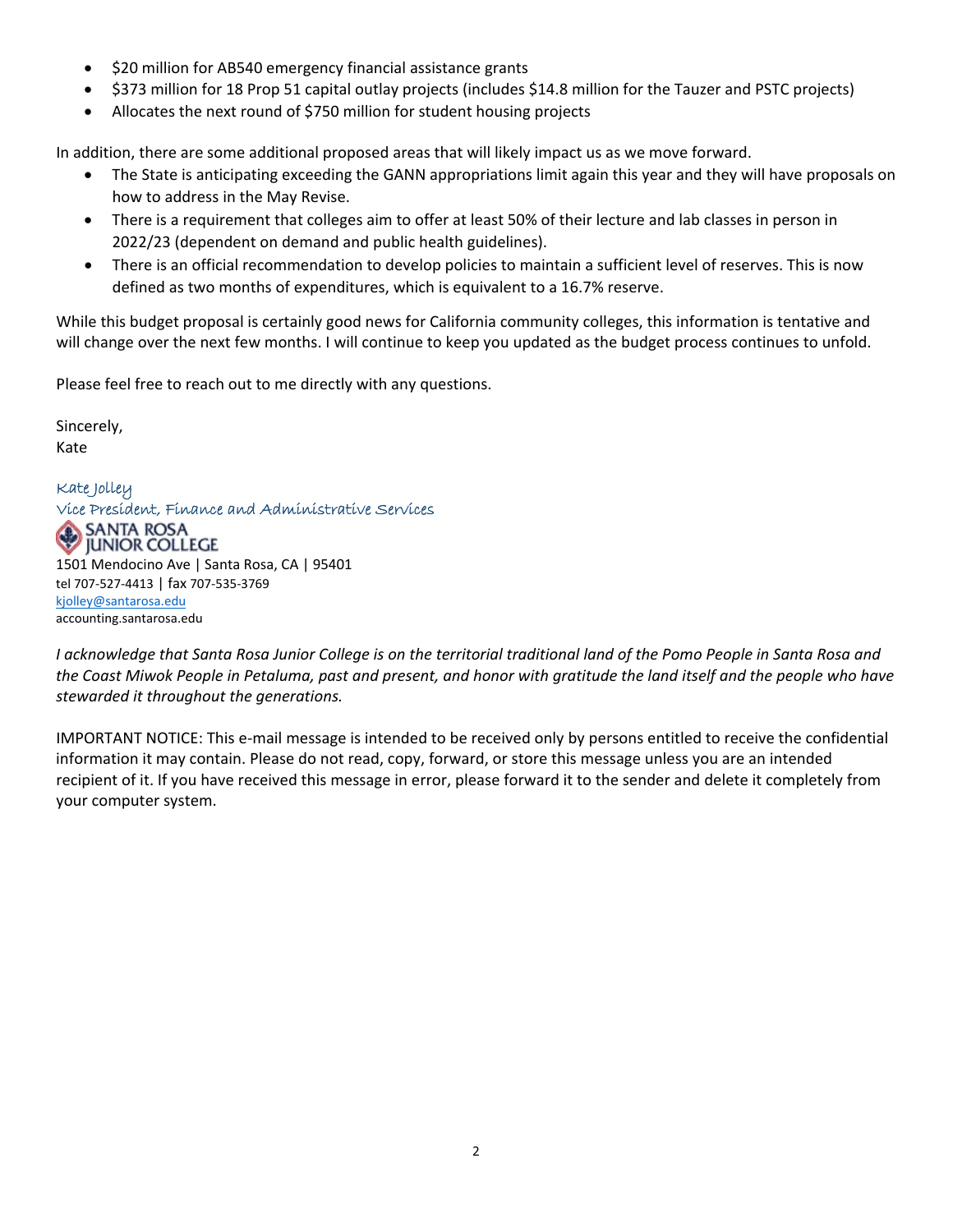- $20 million for AB540 emergency financial assistance grants
- $373 million for 18 Prop 51 capital outlay projects (includes $14.8 million for the Tauzer and PSTC projects)
- Allocates the next round of $750 million for student housing projects

In addition, there are some additional proposed areas that will likely impact us as we move forward.

- The State is anticipating exceeding the GANN appropriations limit again this year and they will have proposals on how to address in the May Revise.
- There is a requirement that colleges aim to offer at least 50% of their lecture and lab classes in person in 2022/23 (dependent on demand and public health guidelines).
- There is an official recommendation to develop policies to maintain a sufficient level of reserves. This is now defined as two months of expenditures, which is equivalent to a 16.7% reserve.

While this budget proposal is certainly good news for California community colleges, this information is tentative and will change over the next few months. I will continue to keep you updated as the budget process continues to unfold.

Please feel free to reach out to me directly with any questions.

Sincerely,
Kate

Kate Jolley
Vice President, Finance and Administrative Services
SANTA ROSA JUNIOR COLLEGE
1501 Mendocino Ave | Santa Rosa, CA | 95401
tel 707-527-4413 | fax 707-535-3769
kjolley@santarosa.edu
accounting.santarosa.edu

*I acknowledge that Santa Rosa Junior College is on the territorial traditional land of the Pomo People in Santa Rosa and the Coast Miwok People in Petaluma, past and present, and honor with gratitude the land itself and the people who have stewarded it throughout the generations.*

IMPORTANT NOTICE: This e-mail message is intended to be received only by persons entitled to receive the confidential information it may contain. Please do not read, copy, forward, or store this message unless you are an intended recipient of it. If you have received this message in error, please forward it to the sender and delete it completely from your computer system.